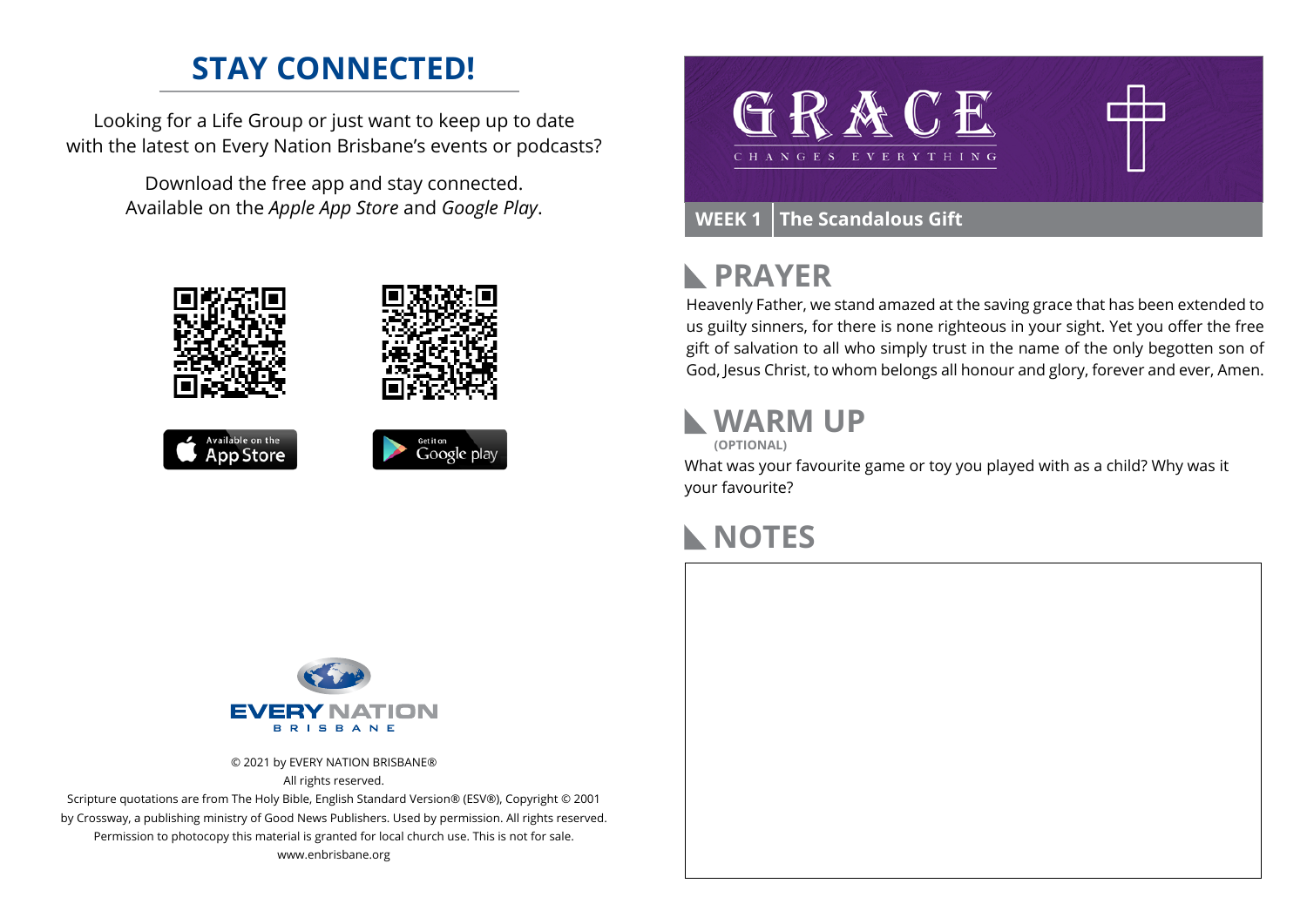## STAY CONNECTED!

Looking for a Life Group or just want to keep up to date with the latest on Every Nation Brisbane's events or podcasts?

Download the free app and stay connected. Available on the *Apple App Store* and *Google Play*.

Available on the App Store

Get it on Google play

EVERY NATION BRISBANE

© 2021 by EVERY NATION BRISBANE®
All rights reserved.
Scripture quotations are from The Holy Bible, English Standard Version® (ESV®), Copyright © 2001 by Crossway, a publishing ministry of Good News Publishers. Used by permission. All rights reserved.
Permission to photocopy this material is granted for local church use. This is not for sale.
www.enbrisbane.org

# GRACE CHANGES EVERYTHING

**WEEK 1 | The Scandalous Gift**

## PRAYER

Heavenly Father, we stand amazed at the saving grace that has been extended to us guilty sinners, for there is none righteous in your sight. Yet you offer the free gift of salvation to all who simply trust in the name of the only begotten son of God, Jesus Christ, to whom belongs all honour and glory, forever and ever, Amen.

## WARM UP

**(OPTIONAL)**

What was your favourite game or toy you played with as a child? Why was it your favourite?

## NOTES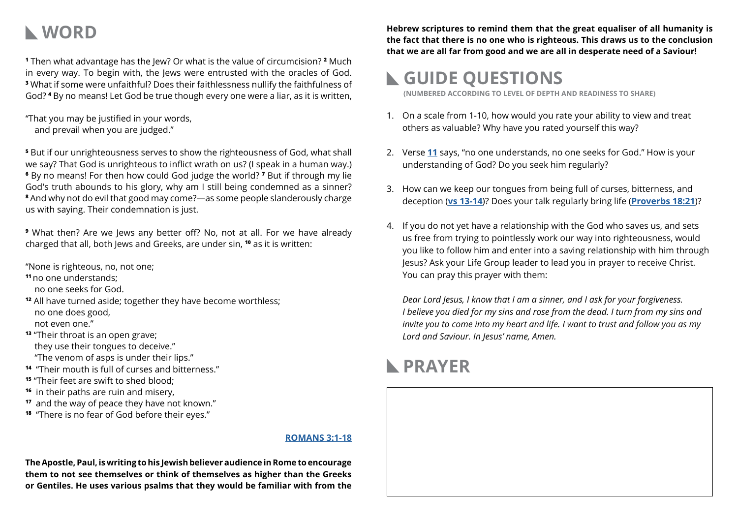## WORD

[1] Then what advantage has the Jew? Or what is the value of circumcision? [2] Much in every way. To begin with, the Jews were entrusted with the oracles of God. [3] What if some were unfaithful? Does their faithlessness nullify the faithfulness of God? [4] By no means! Let God be true though every one were a liar, as it is written,

"That you may be justified in your words,
and prevail when you are judged."

[5] But if our unrighteousness serves to show the righteousness of God, what shall we say? That God is unrighteous to inflict wrath on us? (I speak in a human way.) [6] By no means! For then how could God judge the world? [7] But if through my lie God's truth abounds to his glory, why am I still being condemned as a sinner? [8] And why not do evil that good may come?—as some people slanderously charge us with saying. Their condemnation is just.

[9] What then? Are we Jews any better off? No, not at all. For we have already charged that all, both Jews and Greeks, are under sin, [10] as it is written:

"None is righteous, no, not one;
[11] no one understands;
no one seeks for God.
[12] All have turned aside; together they have become worthless;
no one does good,
not even one."
[13] "Their throat is an open grave;
they use their tongues to deceive."
"The venom of asps is under their lips."
[14] "Their mouth is full of curses and bitterness."
[15] "Their feet are swift to shed blood;
[16] in their paths are ruin and misery,
[17] and the way of peace they have not known."
[18] "There is no fear of God before their eyes."

**ROMANS 3:1-18**

**The Apostle, Paul, is writing to his Jewish believer audience in Rome to encourage them to not see themselves or think of themselves as higher than the Greeks or Gentiles. He uses various psalms that they would be familiar with from the Hebrew scriptures to remind them that the great equaliser of all humanity is the fact that there is no one who is righteous. This draws us to the conclusion that we are all far from good and we are all in desperate need of a Saviour!**

## GUIDE QUESTIONS

**(NUMBERED ACCORDING TO LEVEL OF DEPTH AND READINESS TO SHARE)**

1. On a scale from 1-10, how would you rate your ability to view and treat others as valuable? Why have you rated yourself this way?
2. Verse **11** says, "no one understands, no one seeks for God." How is your understanding of God? Do you seek him regularly?
3. How can we keep our tongues from being full of curses, bitterness, and deception (**vs 13-14**)? Does your talk regularly bring life (**Proverbs 18:21**)?
4. If you do not yet have a relationship with the God who saves us, and sets us free from trying to pointlessly work our way into righteousness, would you like to follow him and enter into a saving relationship with him through Jesus? Ask your Life Group leader to lead you in prayer to receive Christ. You can pray this prayer with them:

   *Dear Lord Jesus, I know that I am a sinner, and I ask for your forgiveness. I believe you died for my sins and rose from the dead. I turn from my sins and invite you to come into my heart and life. I want to trust and follow you as my Lord and Saviour. In Jesus' name, Amen.*

## PRAYER